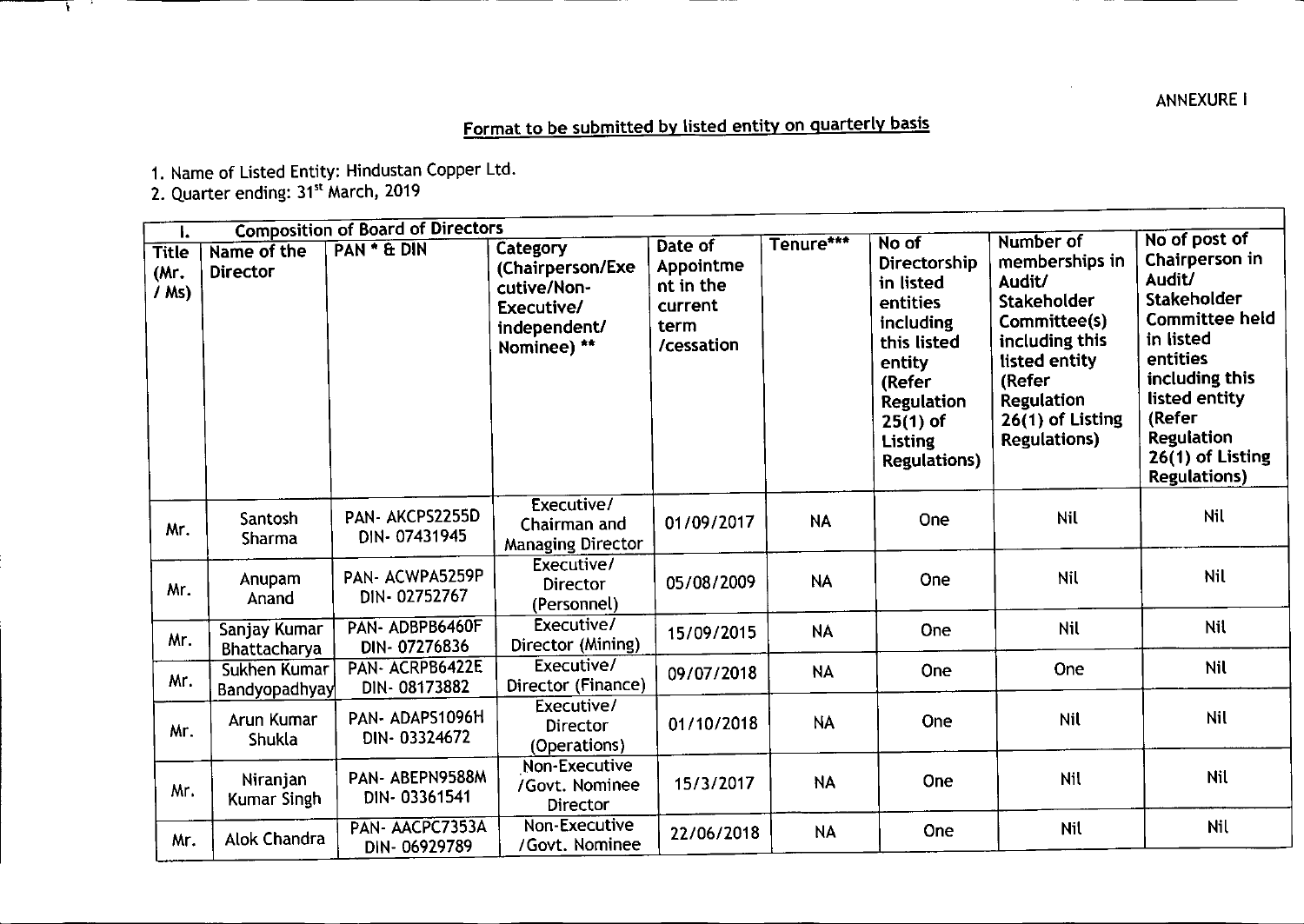ANNEXURE I

## Format to be submitted by listed entity on quarterly basis

1. Name of Listed Entity: Hindustan Copper Ltd.
2. Quarter ending: 31st March, 2019

| I. | Composition of Board of Directors | | | | | | | |
|---|---|---|---|---|---|---|---|---|
| Title (Mr. / Ms) | Name of the Director | PAN * & DIN | Category (Chairperson/Executive/Non-Executive/ independent/ Nominee) ** | Date of Appointment in the current term /cessation | Tenure*** | No of Directorship in listed entities including this listed entity (Refer Regulation 25(1) of Listing Regulations) | Number of memberships in Audit/ Stakeholder Committee(s) including this listed entity (Refer Regulation 26(1) of Listing Regulations) | No of post of Chairperson in Audit/ Stakeholder Committee held in listed entities including this listed entity (Refer Regulation 26(1) of Listing Regulations) |
| Mr. | Santosh Sharma | PAN- AKCPS2255D DIN- 07431945 | Executive/ Chairman and Managing Director | 01/09/2017 | NA | One | Nil | Nil |
| Mr. | Anupam Anand | PAN- ACWPA5259P DIN- 02752767 | Executive/ Director (Personnel) | 05/08/2009 | NA | One | Nil | Nil |
| Mr. | Sanjay Kumar Bhattacharya | PAN- ADBPB6460F DIN- 07276836 | Executive/ Director (Mining) | 15/09/2015 | NA | One | Nil | Nil |
| Mr. | Sukhen Kumar Bandyopadhyay | PAN- ACRPB6422E DIN- 08173882 | Executive/ Director (Finance) | 09/07/2018 | NA | One | One | Nil |
| Mr. | Arun Kumar Shukla | PAN- ADAPS1096H DIN- 03324672 | Executive/ Director (Operations) | 01/10/2018 | NA | One | Nil | Nil |
| Mr. | Niranjan Kumar Singh | PAN- ABEPN9588M DIN- 03361541 | Non-Executive /Govt. Nominee Director | 15/3/2017 | NA | One | Nil | Nil |
| Mr. | Alok Chandra | PAN- AACPC7353A DIN- 06929789 | Non-Executive /Govt. Nominee | 22/06/2018 | NA | One | Nil | Nil |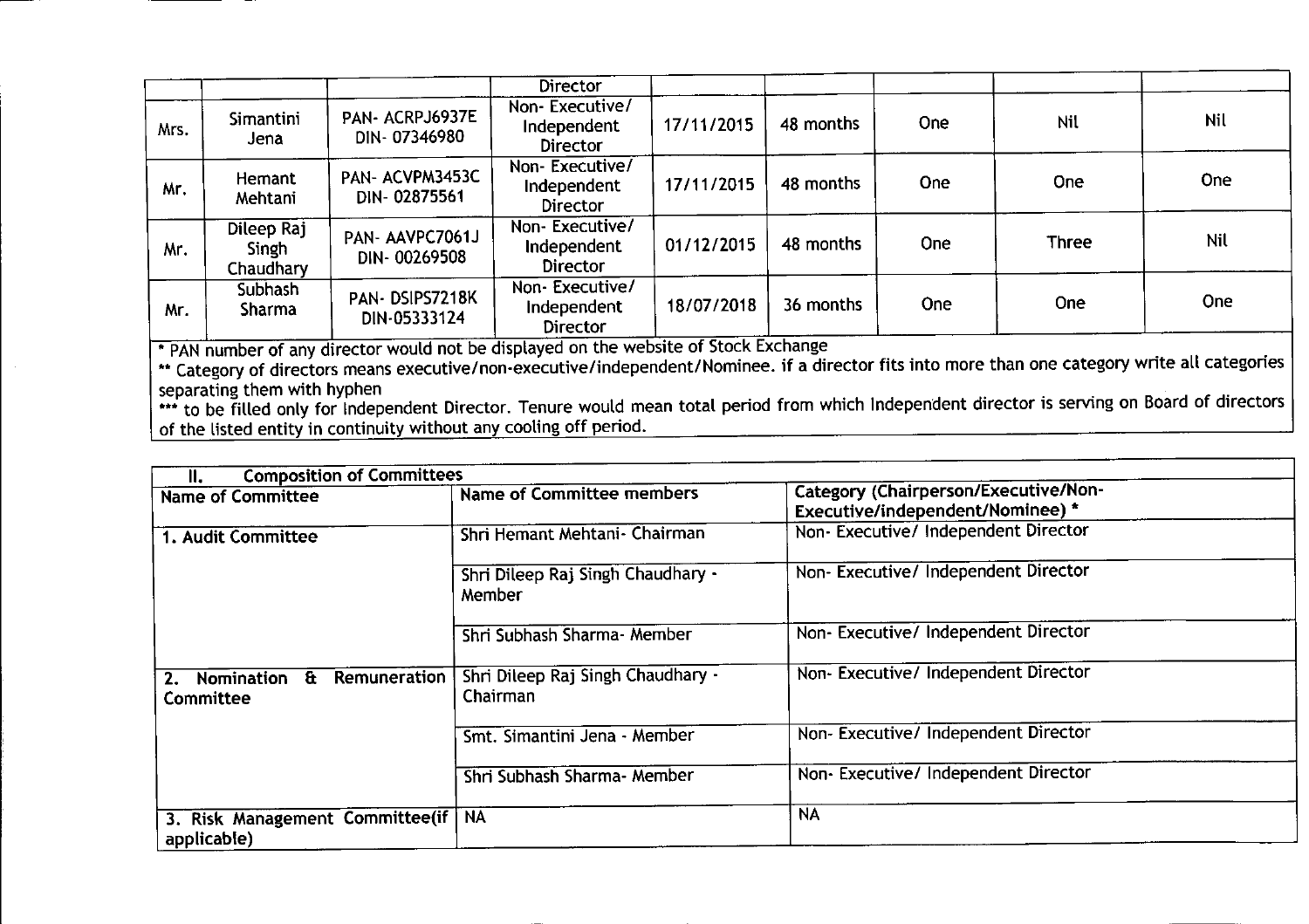| | | | Director | | | | | |
|---|---|---|---|---|---|---|---|---|
| Mrs. | Simantini Jena | PAN- ACRPJ6937E DIN- 07346980 | Non- Executive/ Independent Director | 17/11/2015 | 48 months | One | Nil | Nil |
| Mr. | Hemant Mehtani | PAN- ACVPM3453C DIN- 02875561 | Non- Executive/ Independent Director | 17/11/2015 | 48 months | One | One | One |
| Mr. | Dileep Raj Singh Chaudhary | PAN- AAVPC7061J DIN- 00269508 | Non- Executive/ Independent Director | 01/12/2015 | 48 months | One | Three | Nil |
| Mr. | Subhash Sharma | PAN- DSIPS7218K DIN-05333124 | Non- Executive/ Independent Director | 18/07/2018 | 36 months | One | One | One |

* PAN number of any director would not be displayed on the website of Stock Exchange

** Category of directors means executive/non-executive/independent/Nominee. if a director fits into more than one category write all categories separating them with hyphen

*** to be filled only for Independent Director. Tenure would mean total period from which Independent director is serving on Board of directors of the listed entity in continuity without any cooling off period.

| II. Composition of Committees | | |
|---|---|---|
| **Name of Committee** | **Name of Committee members** | **Category (Chairperson/Executive/Non-Executive/independent/Nominee) *** |
| **1. Audit Committee** | Shri Hemant Mehtani- Chairman | Non- Executive/ Independent Director |
| | Shri Dileep Raj Singh Chaudhary - Member | Non- Executive/ Independent Director |
| | Shri Subhash Sharma- Member | Non- Executive/ Independent Director |
| **2. Nomination & Remuneration Committee** | Shri Dileep Raj Singh Chaudhary - Chairman | Non- Executive/ Independent Director |
| | Smt. Simantini Jena - Member | Non- Executive/ Independent Director |
| | Shri Subhash Sharma- Member | Non- Executive/ Independent Director |
| 3. Risk Management Committee(if applicable) | NA | NA |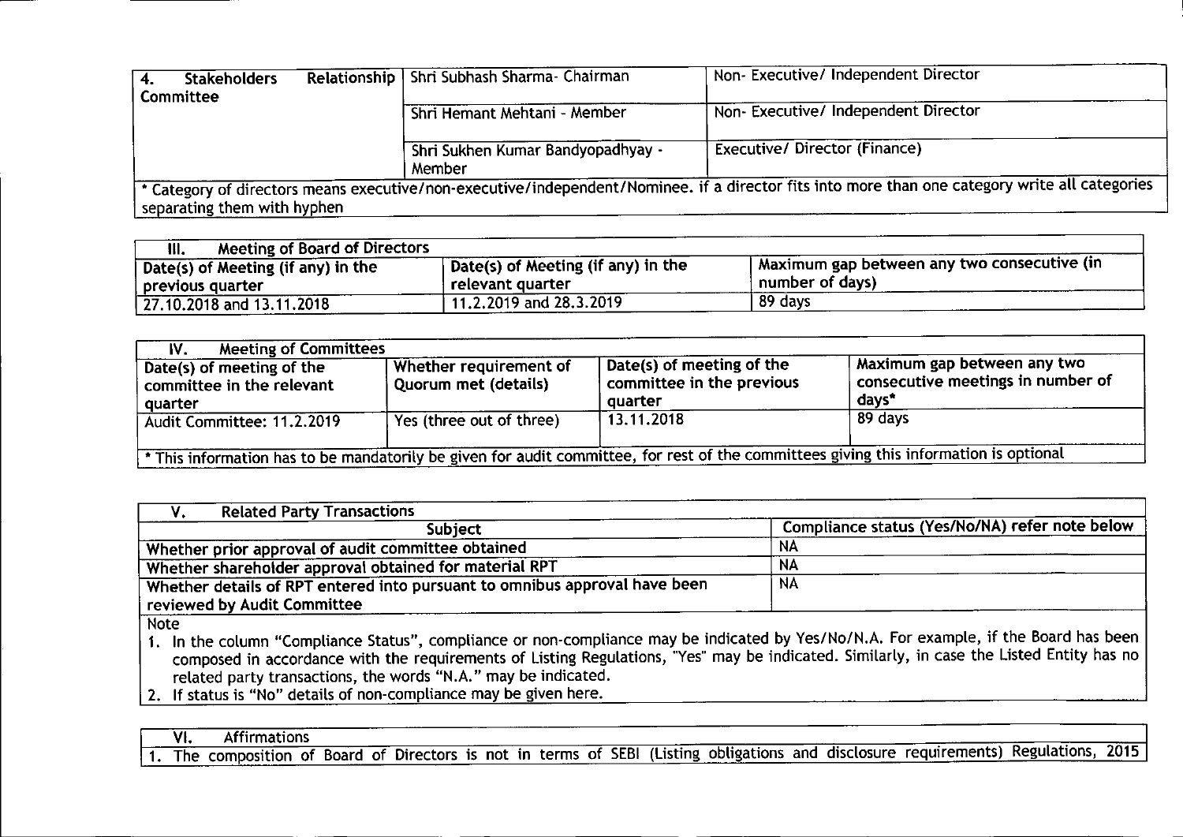| 4. Stakeholders Relationship Committee | Shri Subhash Sharma- Chairman | Non- Executive/ Independent Director |
|---|---|---|
| | Shri Hemant Mehtani - Member | Non- Executive/ Independent Director |
| | Shri Sukhen Kumar Bandyopadhyay - Member | Executive/ Director (Finance) |

* Category of directors means executive/non-executive/independent/Nominee. if a director fits into more than one category write all categories separating them with hyphen

| III. Meeting of Board of Directors | | |
|---|---|---|
| Date(s) of Meeting (if any) in the previous quarter | Date(s) of Meeting (if any) in the relevant quarter | Maximum gap between any two consecutive (in number of days) |
| 27.10.2018 and 13.11.2018 | 11.2.2019 and 28.3.2019 | 89 days |

| IV. Meeting of Committees | | | |
|---|---|---|---|
| Date(s) of meeting of the committee in the relevant quarter | Whether requirement of Quorum met (details) | Date(s) of meeting of the committee in the previous quarter | Maximum gap between any two consecutive meetings in number of days* |
| Audit Committee: 11.2.2019 | Yes (three out of three) | 13.11.2018 | 89 days |

* This information has to be mandatorily be given for audit committee, for rest of the committees giving this information is optional

| V. Related Party Transactions | |
|---|---|
| Subject | Compliance status (Yes/No/NA) refer note below |
| Whether prior approval of audit committee obtained | NA |
| Whether shareholder approval obtained for material RPT | NA |
| Whether details of RPT entered into pursuant to omnibus approval have been reviewed by Audit Committee | NA |

Note

1. In the column "Compliance Status", compliance or non-compliance may be indicated by Yes/No/N.A. For example, if the Board has been composed in accordance with the requirements of Listing Regulations, "Yes" may be indicated. Similarly, in case the Listed Entity has no related party transactions, the words "N.A." may be indicated.
2. If status is "No" details of non-compliance may be given here.

| VI. Affirmations |
|---|
| 1. The composition of Board of Directors is not in terms of SEBI (Listing obligations and disclosure requirements) Regulations, 2015 |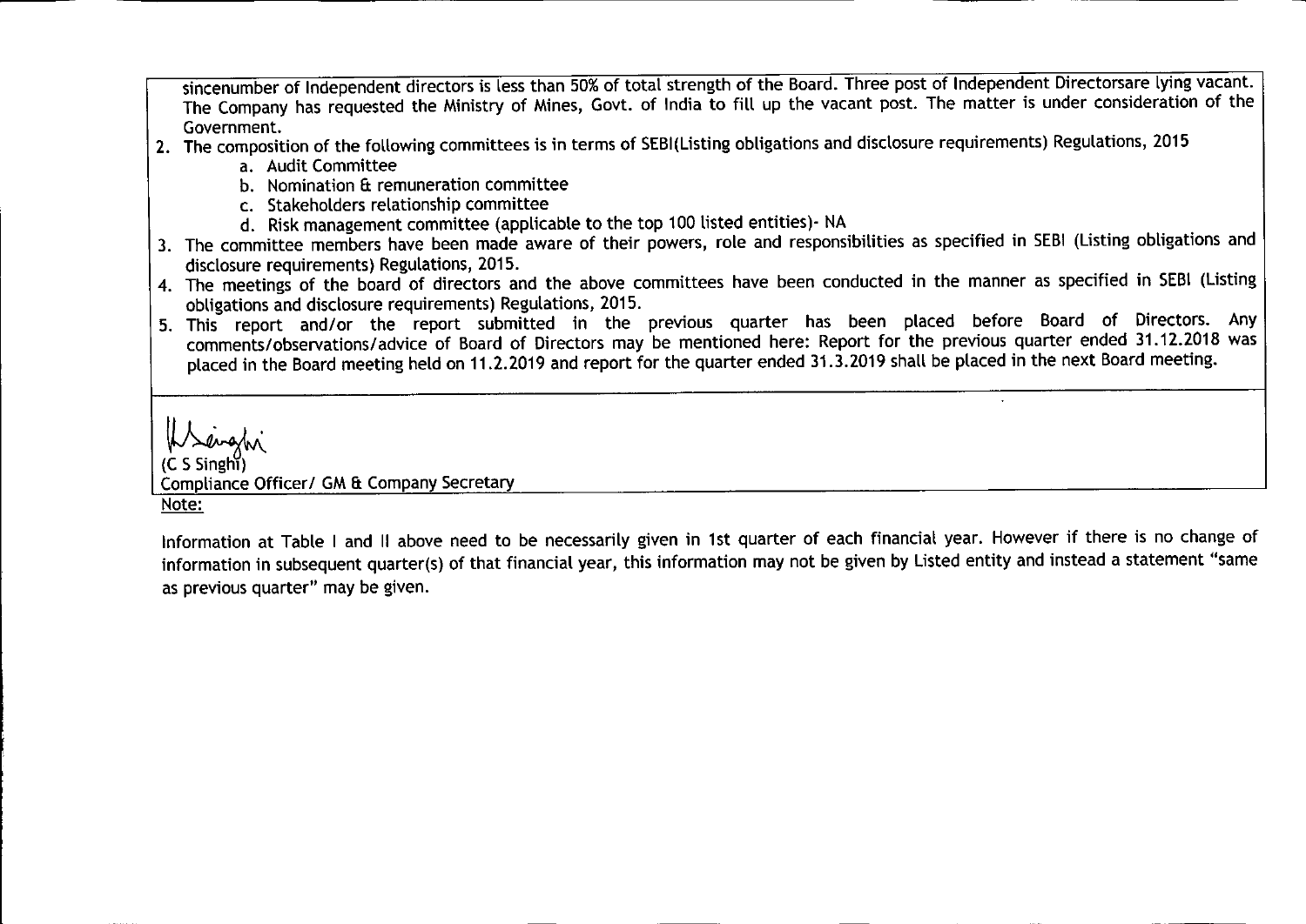sincenumber of Independent directors is less than 50% of total strength of the Board. Three post of Independent Directorsare lying vacant. The Company has requested the Ministry of Mines, Govt. of India to fill up the vacant post. The matter is under consideration of the Government.

2. The composition of the following committees is in terms of SEBI(Listing obligations and disclosure requirements) Regulations, 2015
   a. Audit Committee
   b. Nomination & remuneration committee
   c. Stakeholders relationship committee
   d. Risk management committee (applicable to the top 100 listed entities)- NA
3. The committee members have been made aware of their powers, role and responsibilities as specified in SEBI (Listing obligations and disclosure requirements) Regulations, 2015.
4. The meetings of the board of directors and the above committees have been conducted in the manner as specified in SEBI (Listing obligations and disclosure requirements) Regulations, 2015.
5. This report and/or the report submitted in the previous quarter has been placed before Board of Directors. Any comments/observations/advice of Board of Directors may be mentioned here: Report for the previous quarter ended 31.12.2018 was placed in the Board meeting held on 11.2.2019 and report for the quarter ended 31.3.2019 shall be placed in the next Board meeting.

(C S Singhi)
Compliance Officer/ GM & Company Secretary

Note:

Information at Table I and II above need to be necessarily given in 1st quarter of each financial year. However if there is no change of information in subsequent quarter(s) of that financial year, this information may not be given by Listed entity and instead a statement "same as previous quarter" may be given.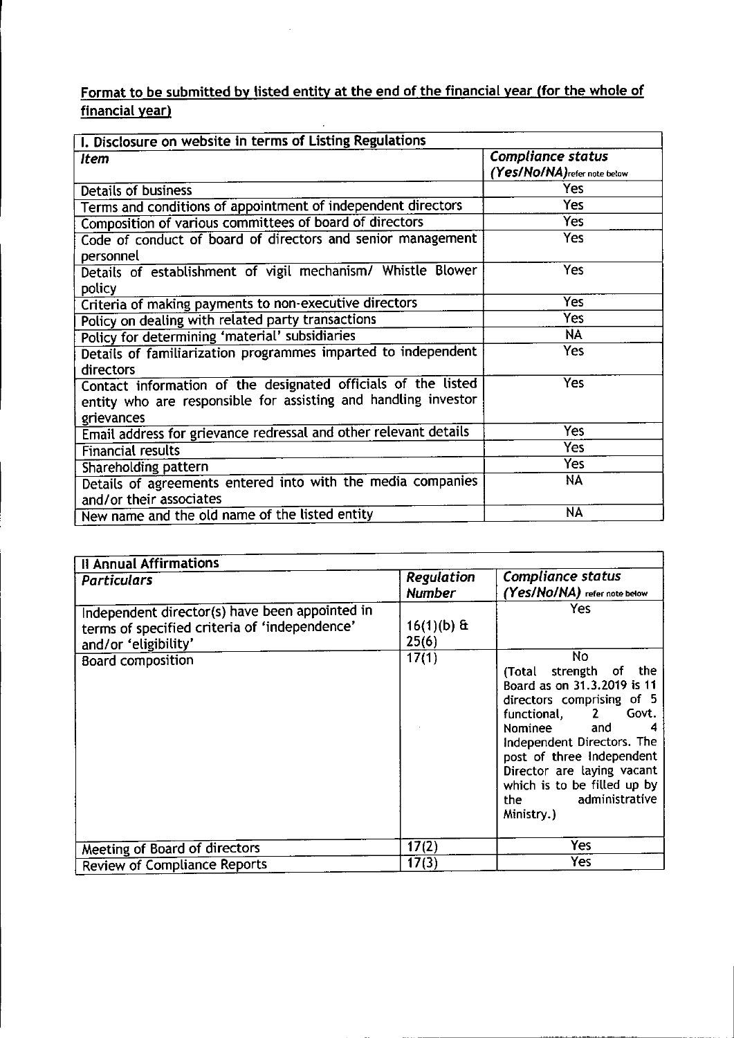## Format to be submitted by listed entity at the end of the financial year (for the whole of financial year)

| I. Disclosure on website in terms of Listing Regulations | |
|---|---|
| *Item* | *Compliance status (Yes/No/NA)* refer note below |
| Details of business | Yes |
| Terms and conditions of appointment of independent directors | Yes |
| Composition of various committees of board of directors | Yes |
| Code of conduct of board of directors and senior management personnel | Yes |
| Details of establishment of vigil mechanism/ Whistle Blower policy | Yes |
| Criteria of making payments to non-executive directors | Yes |
| Policy on dealing with related party transactions | Yes |
| Policy for determining 'material' subsidiaries | NA |
| Details of familiarization programmes imparted to independent directors | Yes |
| Contact information of the designated officials of the listed entity who are responsible for assisting and handling investor grievances | Yes |
| Email address for grievance redressal and other relevant details | Yes |
| Financial results | Yes |
| Shareholding pattern | Yes |
| Details of agreements entered into with the media companies and/or their associates | NA |
| New name and the old name of the listed entity | NA |

| II Annual Affirmations | | |
|---|---|---|
| *Particulars* | *Regulation Number* | *Compliance status (Yes/No/NA)* refer note below |
| Independent director(s) have been appointed in terms of specified criteria of 'independence' and/or 'eligibility' | 16(1)(b) & 25(6) | Yes |
| Board composition | 17(1) | No (Total strength of the Board as on 31.3.2019 is 11 directors comprising of 5 functional, 2 Govt. Nominee and 4 Independent Directors. The post of three Independent Director are laying vacant which is to be filled up by the administrative Ministry.) |
| Meeting of Board of directors | 17(2) | Yes |
| Review of Compliance Reports | 17(3) | Yes |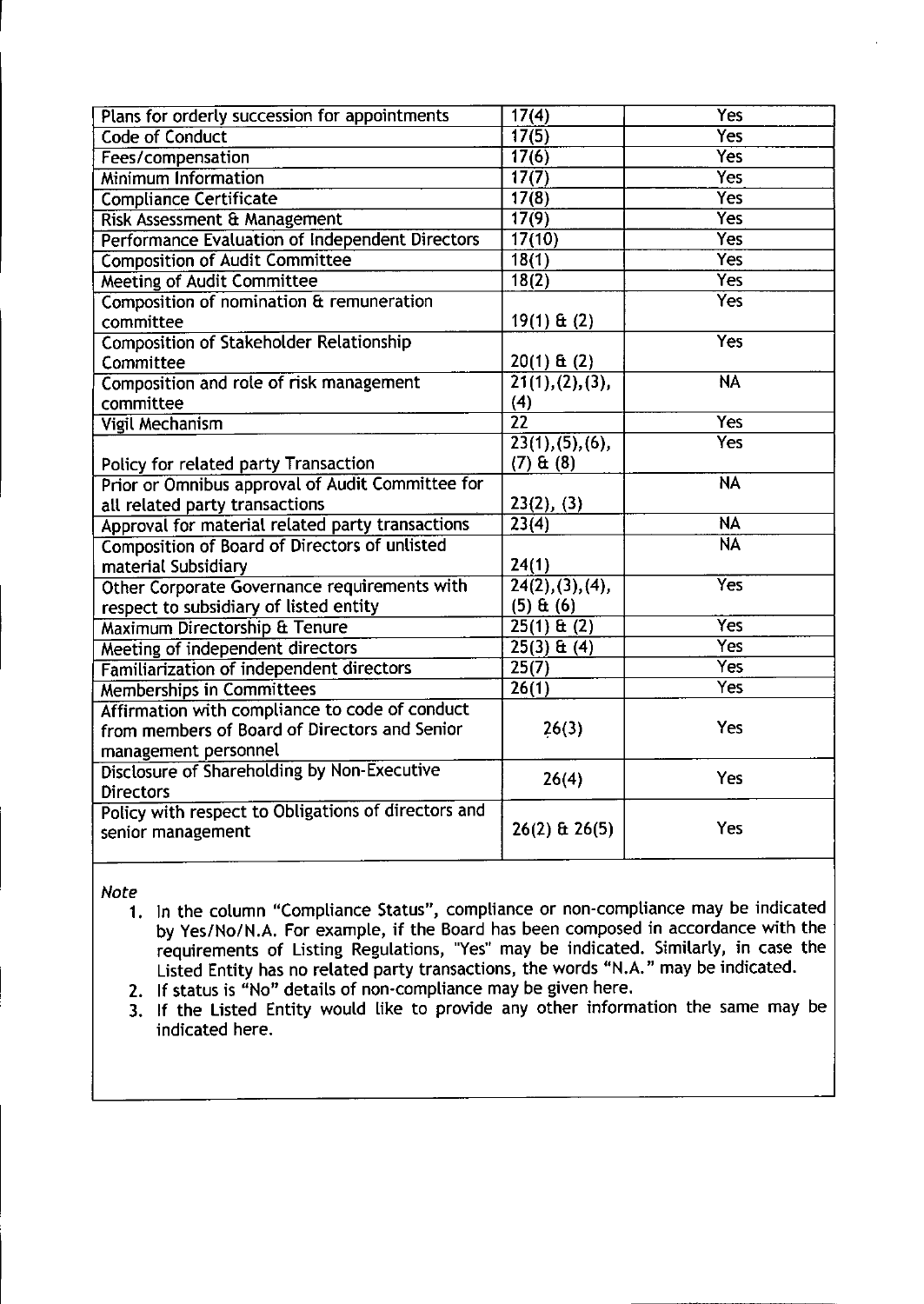| | | |
|---|---|---|
| Plans for orderly succession for appointments | 17(4) | Yes |
| Code of Conduct | 17(5) | Yes |
| Fees/compensation | 17(6) | Yes |
| Minimum Information | 17(7) | Yes |
| Compliance Certificate | 17(8) | Yes |
| Risk Assessment & Management | 17(9) | Yes |
| Performance Evaluation of Independent Directors | 17(10) | Yes |
| Composition of Audit Committee | 18(1) | Yes |
| Meeting of Audit Committee | 18(2) | Yes |
| Composition of nomination & remuneration committee | 19(1) & (2) | Yes |
| Composition of Stakeholder Relationship Committee | 20(1) & (2) | Yes |
| Composition and role of risk management committee | 21(1),(2),(3),(4) | NA |
| Vigil Mechanism | 22 | Yes |
| Policy for related party Transaction | 23(1),(5),(6),(7) & (8) | Yes |
| Prior or Omnibus approval of Audit Committee for all related party transactions | 23(2), (3) | NA |
| Approval for material related party transactions | 23(4) | NA |
| Composition of Board of Directors of unlisted material Subsidiary | 24(1) | NA |
| Other Corporate Governance requirements with respect to subsidiary of listed entity | 24(2),(3),(4),(5) & (6) | Yes |
| Maximum Directorship & Tenure | 25(1) & (2) | Yes |
| Meeting of independent directors | 25(3) & (4) | Yes |
| Familiarization of independent directors | 25(7) | Yes |
| Memberships in Committees | 26(1) | Yes |
| Affirmation with compliance to code of conduct from members of Board of Directors and Senior management personnel | 26(3) | Yes |
| Disclosure of Shareholding by Non-Executive Directors | 26(4) | Yes |
| Policy with respect to Obligations of directors and senior management | 26(2) & 26(5) | Yes |

*Note*

1. In the column "Compliance Status", compliance or non-compliance may be indicated by Yes/No/N.A. For example, if the Board has been composed in accordance with the requirements of Listing Regulations, "Yes" may be indicated. Similarly, in case the Listed Entity has no related party transactions, the words "N.A." may be indicated.
2. If status is "No" details of non-compliance may be given here.
3. If the Listed Entity would like to provide any other information the same may be indicated here.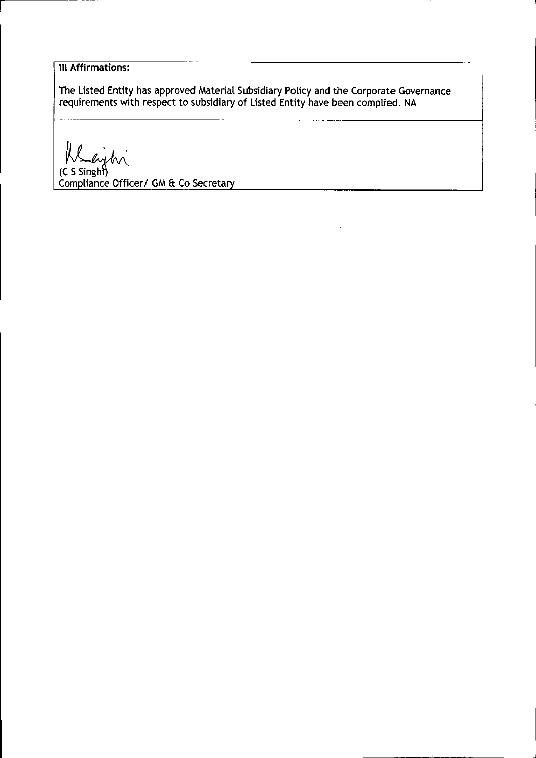**III Affirmations:**

The Listed Entity has approved Material Subsidiary Policy and the Corporate Governance requirements with respect to subsidiary of Listed Entity have been complied. NA

(C S Singhi)
Compliance Officer/ GM & Co Secretary